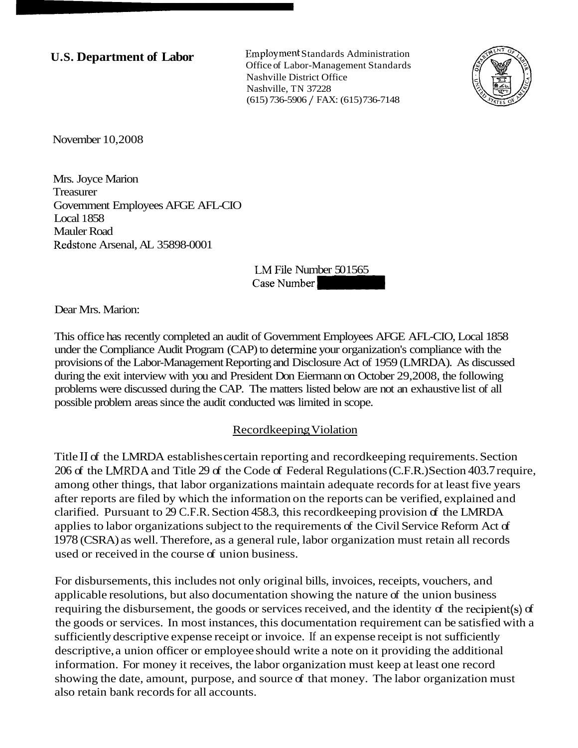**U.S. Department of Labor**

Employment Standards Administration
Office of Labor-Management Standards
Nashville District Office
Nashville, TN 37228
(615) 736-5906 / FAX: (615) 736-7148

November 10, 2008

Mrs. Joyce Marion
Treasurer
Government Employees AFGE AFL-CIO
Local 1858
Mauler Road
Redstone Arsenal, AL 35898-0001

LM File Number 501565
Case Number

Dear Mrs. Marion:

This office has recently completed an audit of Government Employees AFGE AFL-CIO, Local 1858 under the Compliance Audit Program (CAP) to determine your organization's compliance with the provisions of the Labor-Management Reporting and Disclosure Act of 1959 (LMRDA). As discussed during the exit interview with you and President Don Eiermann on October 29, 2008, the following problems were discussed during the CAP. The matters listed below are not an exhaustive list of all possible problem areas since the audit conducted was limited in scope.

## Recordkeeping Violation

Title II of the LMRDA establishes certain reporting and recordkeeping requirements. Section 206 of the LMRDA and Title 29 of the Code of Federal Regulations (C.F.R.) Section 403.7 require, among other things, that labor organizations maintain adequate records for at least five years after reports are filed by which the information on the reports can be verified, explained and clarified. Pursuant to 29 C.F.R. Section 458.3, this recordkeeping provision of the LMRDA applies to labor organizations subject to the requirements of the Civil Service Reform Act of 1978 (CSRA) as well. Therefore, as a general rule, labor organization must retain all records used or received in the course of union business.

For disbursements, this includes not only original bills, invoices, receipts, vouchers, and applicable resolutions, but also documentation showing the nature of the union business requiring the disbursement, the goods or services received, and the identity of the recipient(s) of the goods or services. In most instances, this documentation requirement can be satisfied with a sufficiently descriptive expense receipt or invoice. If an expense receipt is not sufficiently descriptive, a union officer or employee should write a note on it providing the additional information. For money it receives, the labor organization must keep at least one record showing the date, amount, purpose, and source of that money. The labor organization must also retain bank records for all accounts.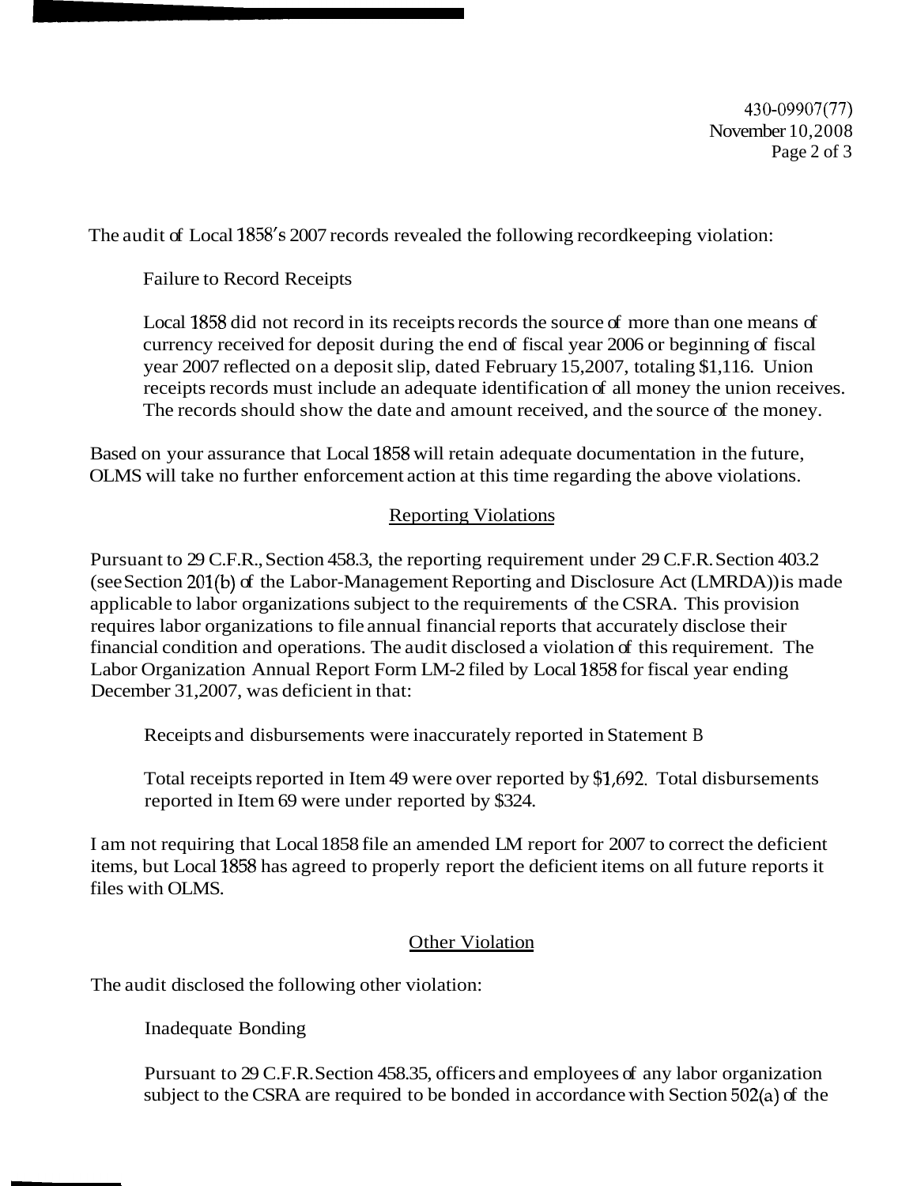The audit of Local 1858's 2007 records revealed the following recordkeeping violation:

Failure to Record Receipts

Local 1858 did not record in its receipts records the source of more than one means of currency received for deposit during the end of fiscal year 2006 or beginning of fiscal year 2007 reflected on a deposit slip, dated February 15,2007, totaling $1,116. Union receipts records must include an adequate identification of all money the union receives. The records should show the date and amount received, and the source of the money.

Based on your assurance that Local 1858 will retain adequate documentation in the future, OLMS will take no further enforcement action at this time regarding the above violations.

## Reporting Violations

Pursuant to 29 C.F.R., Section 458.3, the reporting requirement under 29 C.F.R. Section 403.2 (see Section 201(b) of the Labor-Management Reporting and Disclosure Act (LMRDA)) is made applicable to labor organizations subject to the requirements of the CSRA. This provision requires labor organizations to file annual financial reports that accurately disclose their financial condition and operations. The audit disclosed a violation of this requirement. The Labor Organization Annual Report Form LM-2 filed by Local 1858 for fiscal year ending December 31,2007, was deficient in that:

Receipts and disbursements were inaccurately reported in Statement B

Total receipts reported in Item 49 were over reported by $1,692. Total disbursements reported in Item 69 were under reported by $324.

I am not requiring that Local 1858 file an amended LM report for 2007 to correct the deficient items, but Local 1858 has agreed to properly report the deficient items on all future reports it files with OLMS.

## Other Violation

The audit disclosed the following other violation:

Inadequate Bonding

Pursuant to 29 C.F.R. Section 458.35, officers and employees of any labor organization subject to the CSRA are required to be bonded in accordance with Section 502(a) of the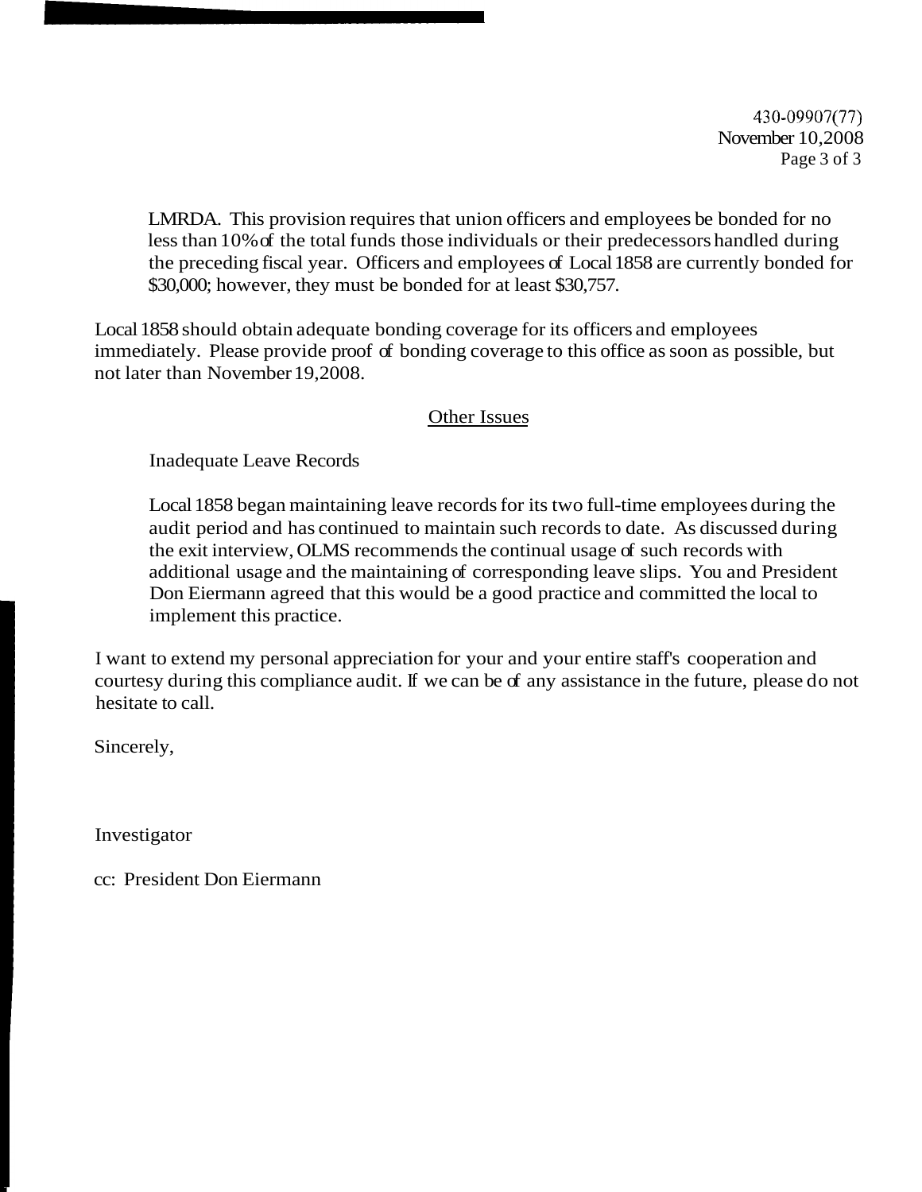LMRDA. This provision requires that union officers and employees be bonded for no less than 10% of the total funds those individuals or their predecessors handled during the preceding fiscal year. Officers and employees of Local 1858 are currently bonded for $30,000; however, they must be bonded for at least $30,757.

Local 1858 should obtain adequate bonding coverage for its officers and employees immediately. Please provide proof of bonding coverage to this office as soon as possible, but not later than November 19, 2008.

## Other Issues

Inadequate Leave Records

Local 1858 began maintaining leave records for its two full-time employees during the audit period and has continued to maintain such records to date. As discussed during the exit interview, OLMS recommends the continual usage of such records with additional usage and the maintaining of corresponding leave slips. You and President Don Eiermann agreed that this would be a good practice and committed the local to implement this practice.

I want to extend my personal appreciation for your and your entire staff's cooperation and courtesy during this compliance audit. If we can be of any assistance in the future, please do not hesitate to call.

Sincerely,

Investigator

cc: President Don Eiermann